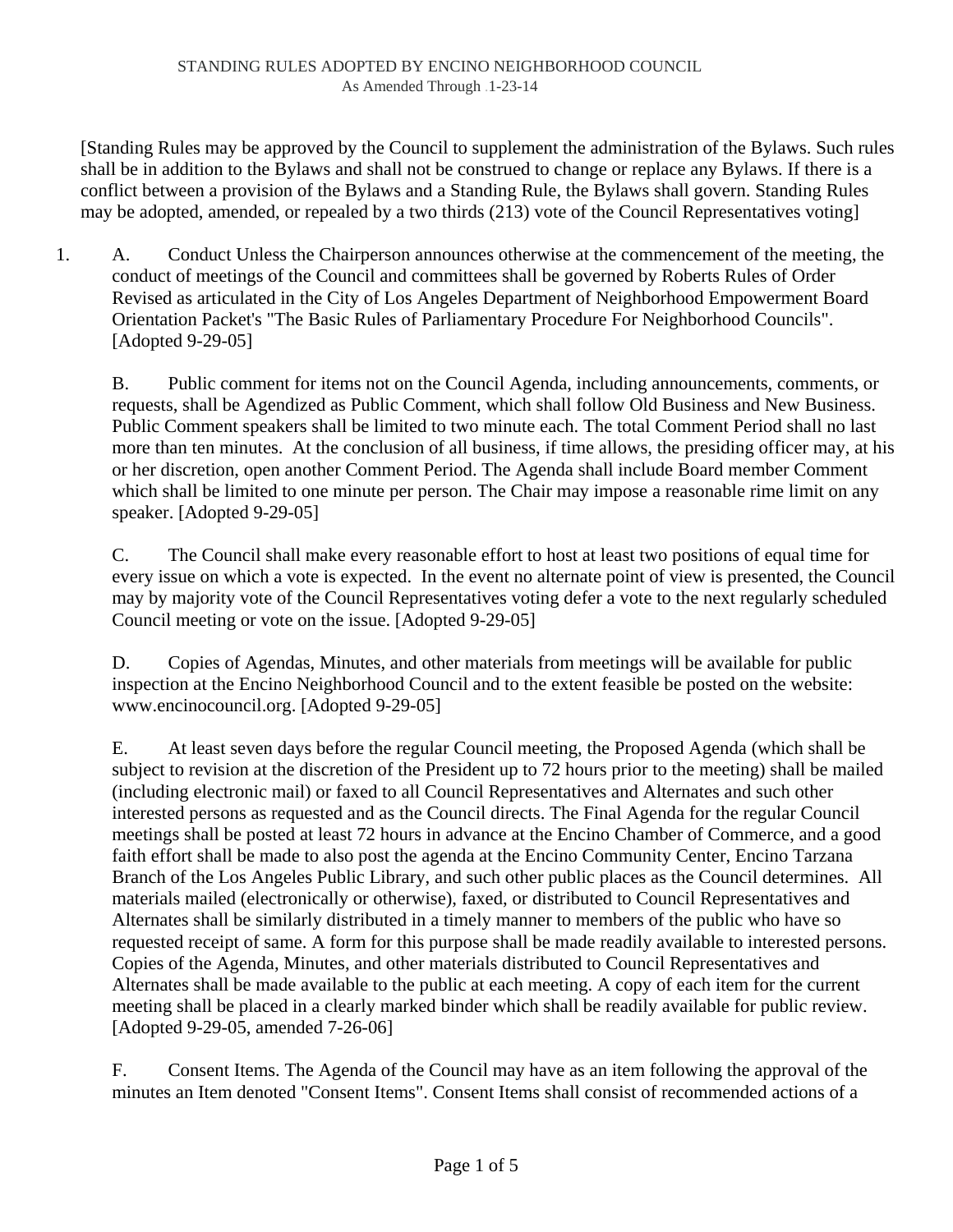STANDING RULES ADOPTED BY ENCINO NEIGHBORHOOD COUNCIL
As Amended Through 1-23-14

[Standing Rules may be approved by the Council to supplement the administration of the Bylaws. Such rules shall be in addition to the Bylaws and shall not be construed to change or replace any Bylaws. If there is a conflict between a provision of the Bylaws and a Standing Rule, the Bylaws shall govern. Standing Rules may be adopted, amended, or repealed by a two thirds (213) vote of the Council Representatives voting]

1. A. Conduct Unless the Chairperson announces otherwise at the commencement of the meeting, the conduct of meetings of the Council and committees shall be governed by Roberts Rules of Order Revised as articulated in the City of Los Angeles Department of Neighborhood Empowerment Board Orientation Packet's "The Basic Rules of Parliamentary Procedure For Neighborhood Councils". [Adopted 9-29-05]

   B. Public comment for items not on the Council Agenda, including announcements, comments, or requests, shall be Agendized as Public Comment, which shall follow Old Business and New Business. Public Comment speakers shall be limited to two minute each. The total Comment Period shall no last more than ten minutes. At the conclusion of all business, if time allows, the presiding officer may, at his or her discretion, open another Comment Period. The Agenda shall include Board member Comment which shall be limited to one minute per person. The Chair may impose a reasonable rime limit on any speaker. [Adopted 9-29-05]

   C. The Council shall make every reasonable effort to host at least two positions of equal time for every issue on which a vote is expected. In the event no alternate point of view is presented, the Council may by majority vote of the Council Representatives voting defer a vote to the next regularly scheduled Council meeting or vote on the issue. [Adopted 9-29-05]

   D. Copies of Agendas, Minutes, and other materials from meetings will be available for public inspection at the Encino Neighborhood Council and to the extent feasible be posted on the website: www.encinocouncil.org. [Adopted 9-29-05]

   E. At least seven days before the regular Council meeting, the Proposed Agenda (which shall be subject to revision at the discretion of the President up to 72 hours prior to the meeting) shall be mailed (including electronic mail) or faxed to all Council Representatives and Alternates and such other interested persons as requested and as the Council directs. The Final Agenda for the regular Council meetings shall be posted at least 72 hours in advance at the Encino Chamber of Commerce, and a good faith effort shall be made to also post the agenda at the Encino Community Center, Encino Tarzana Branch of the Los Angeles Public Library, and such other public places as the Council determines. All materials mailed (electronically or otherwise), faxed, or distributed to Council Representatives and Alternates shall be similarly distributed in a timely manner to members of the public who have so requested receipt of same. A form for this purpose shall be made readily available to interested persons. Copies of the Agenda, Minutes, and other materials distributed to Council Representatives and Alternates shall be made available to the public at each meeting. A copy of each item for the current meeting shall be placed in a clearly marked binder which shall be readily available for public review. [Adopted 9-29-05, amended 7-26-06]

   F. Consent Items. The Agenda of the Council may have as an item following the approval of the minutes an Item denoted "Consent Items". Consent Items shall consist of recommended actions of a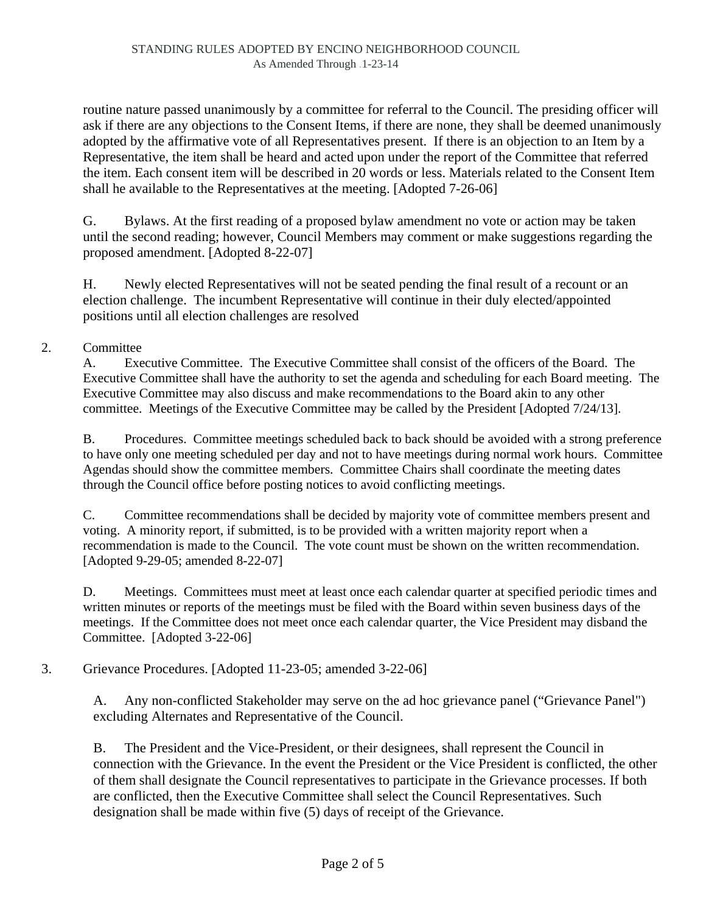routine nature passed unanimously by a committee for referral to the Council. The presiding officer will ask if there are any objections to the Consent Items, if there are none, they shall be deemed unanimously adopted by the affirmative vote of all Representatives present. If there is an objection to an Item by a Representative, the item shall be heard and acted upon under the report of the Committee that referred the item. Each consent item will be described in 20 words or less. Materials related to the Consent Item shall he available to the Representatives at the meeting. [Adopted 7-26-06]

G. Bylaws. At the first reading of a proposed bylaw amendment no vote or action may be taken until the second reading; however, Council Members may comment or make suggestions regarding the proposed amendment. [Adopted 8-22-07]

H. Newly elected Representatives will not be seated pending the final result of a recount or an election challenge. The incumbent Representative will continue in their duly elected/appointed positions until all election challenges are resolved

2. Committee

A. Executive Committee. The Executive Committee shall consist of the officers of the Board. The Executive Committee shall have the authority to set the agenda and scheduling for each Board meeting. The Executive Committee may also discuss and make recommendations to the Board akin to any other committee. Meetings of the Executive Committee may be called by the President [Adopted 7/24/13].

B. Procedures. Committee meetings scheduled back to back should be avoided with a strong preference to have only one meeting scheduled per day and not to have meetings during normal work hours. Committee Agendas should show the committee members. Committee Chairs shall coordinate the meeting dates through the Council office before posting notices to avoid conflicting meetings.

C. Committee recommendations shall be decided by majority vote of committee members present and voting. A minority report, if submitted, is to be provided with a written majority report when a recommendation is made to the Council. The vote count must be shown on the written recommendation. [Adopted 9-29-05; amended 8-22-07]

D. Meetings. Committees must meet at least once each calendar quarter at specified periodic times and written minutes or reports of the meetings must be filed with the Board within seven business days of the meetings. If the Committee does not meet once each calendar quarter, the Vice President may disband the Committee. [Adopted 3-22-06]

3. Grievance Procedures. [Adopted 11-23-05; amended 3-22-06]

A. Any non-conflicted Stakeholder may serve on the ad hoc grievance panel ("Grievance Panel") excluding Alternates and Representative of the Council.

B. The President and the Vice-President, or their designees, shall represent the Council in connection with the Grievance. In the event the President or the Vice President is conflicted, the other of them shall designate the Council representatives to participate in the Grievance processes. If both are conflicted, then the Executive Committee shall select the Council Representatives. Such designation shall be made within five (5) days of receipt of the Grievance.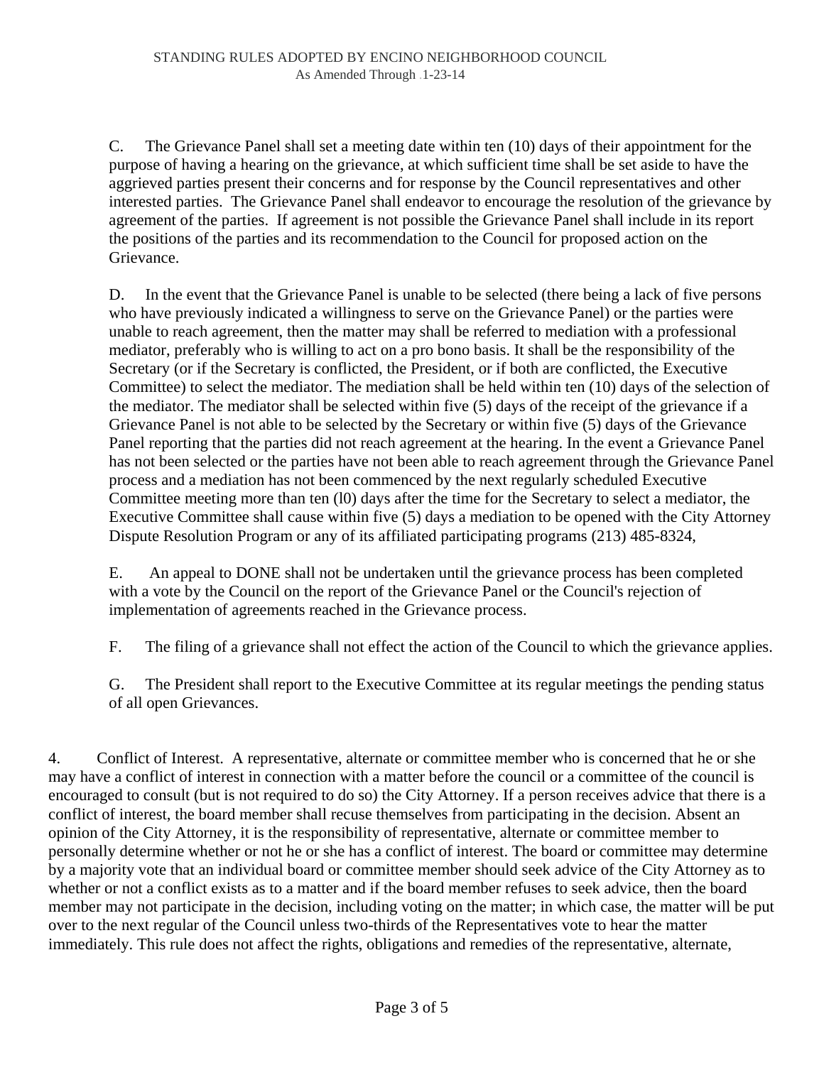C. The Grievance Panel shall set a meeting date within ten (10) days of their appointment for the purpose of having a hearing on the grievance, at which sufficient time shall be set aside to have the aggrieved parties present their concerns and for response by the Council representatives and other interested parties. The Grievance Panel shall endeavor to encourage the resolution of the grievance by agreement of the parties. If agreement is not possible the Grievance Panel shall include in its report the positions of the parties and its recommendation to the Council for proposed action on the Grievance.

D. In the event that the Grievance Panel is unable to be selected (there being a lack of five persons who have previously indicated a willingness to serve on the Grievance Panel) or the parties were unable to reach agreement, then the matter may shall be referred to mediation with a professional mediator, preferably who is willing to act on a pro bono basis. It shall be the responsibility of the Secretary (or if the Secretary is conflicted, the President, or if both are conflicted, the Executive Committee) to select the mediator. The mediation shall be held within ten (10) days of the selection of the mediator. The mediator shall be selected within five (5) days of the receipt of the grievance if a Grievance Panel is not able to be selected by the Secretary or within five (5) days of the Grievance Panel reporting that the parties did not reach agreement at the hearing. In the event a Grievance Panel has not been selected or the parties have not been able to reach agreement through the Grievance Panel process and a mediation has not been commenced by the next regularly scheduled Executive Committee meeting more than ten (l0) days after the time for the Secretary to select a mediator, the Executive Committee shall cause within five (5) days a mediation to be opened with the City Attorney Dispute Resolution Program or any of its affiliated participating programs (213) 485-8324,

E. An appeal to DONE shall not be undertaken until the grievance process has been completed with a vote by the Council on the report of the Grievance Panel or the Council's rejection of implementation of agreements reached in the Grievance process.

F. The filing of a grievance shall not effect the action of the Council to which the grievance applies.

G. The President shall report to the Executive Committee at its regular meetings the pending status of all open Grievances.

4. Conflict of Interest. A representative, alternate or committee member who is concerned that he or she may have a conflict of interest in connection with a matter before the council or a committee of the council is encouraged to consult (but is not required to do so) the City Attorney. If a person receives advice that there is a conflict of interest, the board member shall recuse themselves from participating in the decision. Absent an opinion of the City Attorney, it is the responsibility of representative, alternate or committee member to personally determine whether or not he or she has a conflict of interest. The board or committee may determine by a majority vote that an individual board or committee member should seek advice of the City Attorney as to whether or not a conflict exists as to a matter and if the board member refuses to seek advice, then the board member may not participate in the decision, including voting on the matter; in which case, the matter will be put over to the next regular of the Council unless two-thirds of the Representatives vote to hear the matter immediately. This rule does not affect the rights, obligations and remedies of the representative, alternate,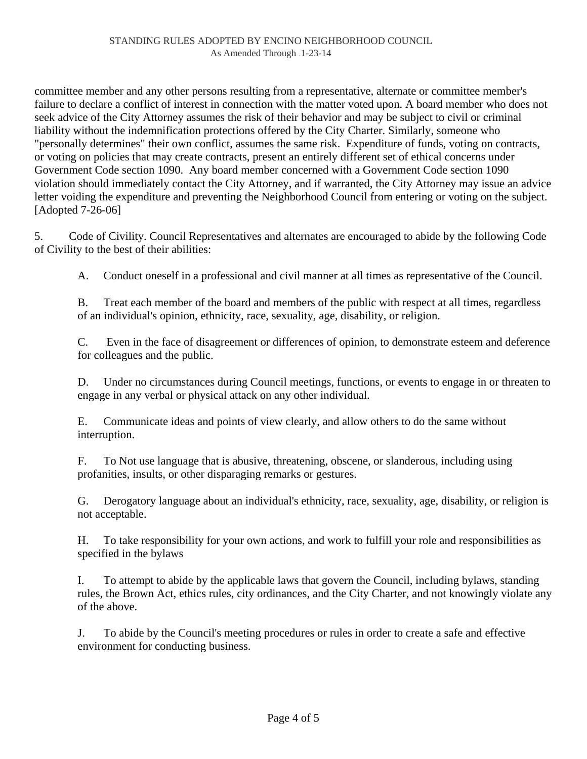committee member and any other persons resulting from a representative, alternate or committee member's failure to declare a conflict of interest in connection with the matter voted upon. A board member who does not seek advice of the City Attorney assumes the risk of their behavior and may be subject to civil or criminal liability without the indemnification protections offered by the City Charter. Similarly, someone who "personally determines" their own conflict, assumes the same risk. Expenditure of funds, voting on contracts, or voting on policies that may create contracts, present an entirely different set of ethical concerns under Government Code section 1090. Any board member concerned with a Government Code section 1090 violation should immediately contact the City Attorney, and if warranted, the City Attorney may issue an advice letter voiding the expenditure and preventing the Neighborhood Council from entering or voting on the subject. [Adopted 7-26-06]

5. Code of Civility. Council Representatives and alternates are encouraged to abide by the following Code of Civility to the best of their abilities:

A. Conduct oneself in a professional and civil manner at all times as representative of the Council.

B. Treat each member of the board and members of the public with respect at all times, regardless of an individual's opinion, ethnicity, race, sexuality, age, disability, or religion.

C. Even in the face of disagreement or differences of opinion, to demonstrate esteem and deference for colleagues and the public.

D. Under no circumstances during Council meetings, functions, or events to engage in or threaten to engage in any verbal or physical attack on any other individual.

E. Communicate ideas and points of view clearly, and allow others to do the same without interruption.

F. To Not use language that is abusive, threatening, obscene, or slanderous, including using profanities, insults, or other disparaging remarks or gestures.

G. Derogatory language about an individual's ethnicity, race, sexuality, age, disability, or religion is not acceptable.

H. To take responsibility for your own actions, and work to fulfill your role and responsibilities as specified in the bylaws

I. To attempt to abide by the applicable laws that govern the Council, including bylaws, standing rules, the Brown Act, ethics rules, city ordinances, and the City Charter, and not knowingly violate any of the above.

J. To abide by the Council's meeting procedures or rules in order to create a safe and effective environment for conducting business.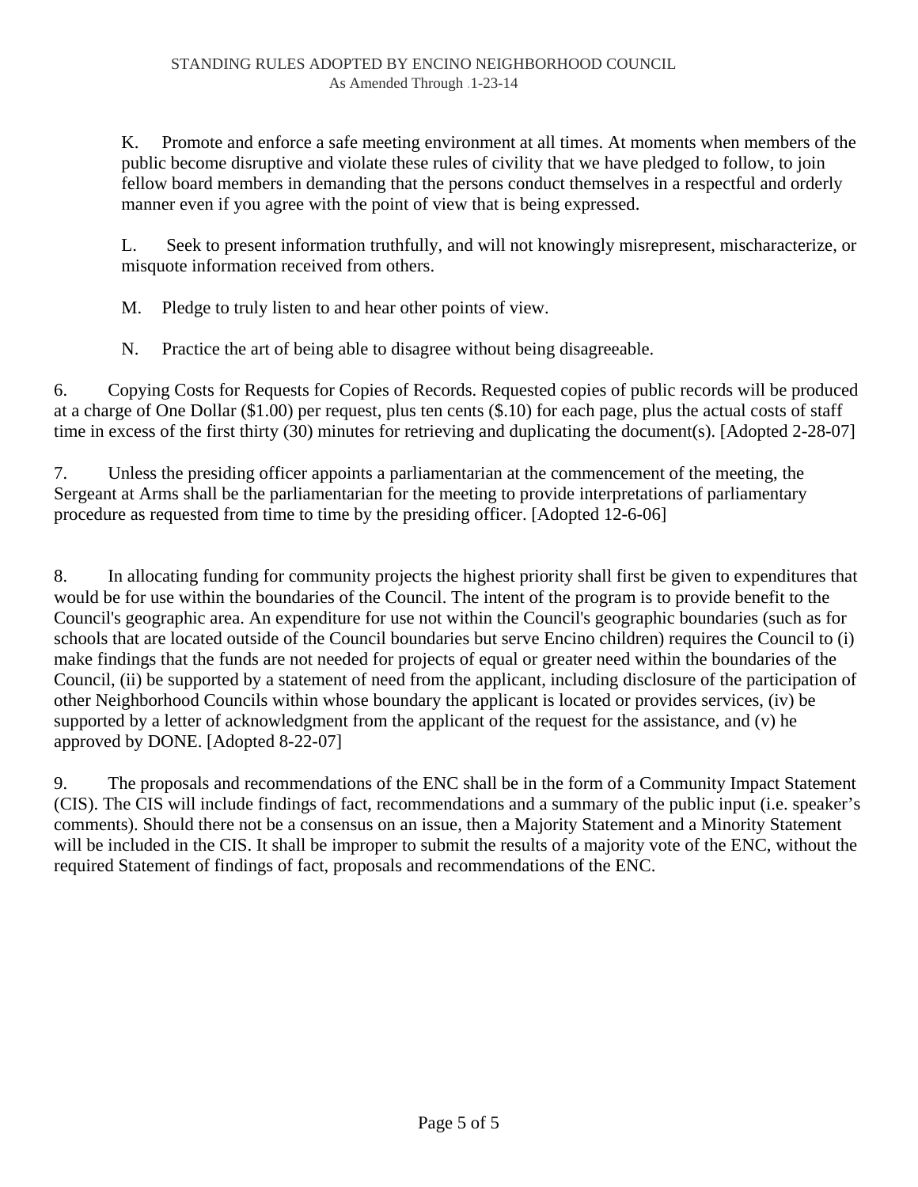K. Promote and enforce a safe meeting environment at all times. At moments when members of the public become disruptive and violate these rules of civility that we have pledged to follow, to join fellow board members in demanding that the persons conduct themselves in a respectful and orderly manner even if you agree with the point of view that is being expressed.

L. Seek to present information truthfully, and will not knowingly misrepresent, mischaracterize, or misquote information received from others.

M. Pledge to truly listen to and hear other points of view.

N. Practice the art of being able to disagree without being disagreeable.

6. Copying Costs for Requests for Copies of Records. Requested copies of public records will be produced at a charge of One Dollar ($1.00) per request, plus ten cents ($.10) for each page, plus the actual costs of staff time in excess of the first thirty (30) minutes for retrieving and duplicating the document(s). [Adopted 2-28-07]

7. Unless the presiding officer appoints a parliamentarian at the commencement of the meeting, the Sergeant at Arms shall be the parliamentarian for the meeting to provide interpretations of parliamentary procedure as requested from time to time by the presiding officer. [Adopted 12-6-06]

8. In allocating funding for community projects the highest priority shall first be given to expenditures that would be for use within the boundaries of the Council. The intent of the program is to provide benefit to the Council's geographic area. An expenditure for use not within the Council's geographic boundaries (such as for schools that are located outside of the Council boundaries but serve Encino children) requires the Council to (i) make findings that the funds are not needed for projects of equal or greater need within the boundaries of the Council, (ii) be supported by a statement of need from the applicant, including disclosure of the participation of other Neighborhood Councils within whose boundary the applicant is located or provides services, (iv) be supported by a letter of acknowledgment from the applicant of the request for the assistance, and (v) he approved by DONE. [Adopted 8-22-07]

9. The proposals and recommendations of the ENC shall be in the form of a Community Impact Statement (CIS). The CIS will include findings of fact, recommendations and a summary of the public input (i.e. speaker's comments). Should there not be a consensus on an issue, then a Majority Statement and a Minority Statement will be included in the CIS. It shall be improper to submit the results of a majority vote of the ENC, without the required Statement of findings of fact, proposals and recommendations of the ENC.